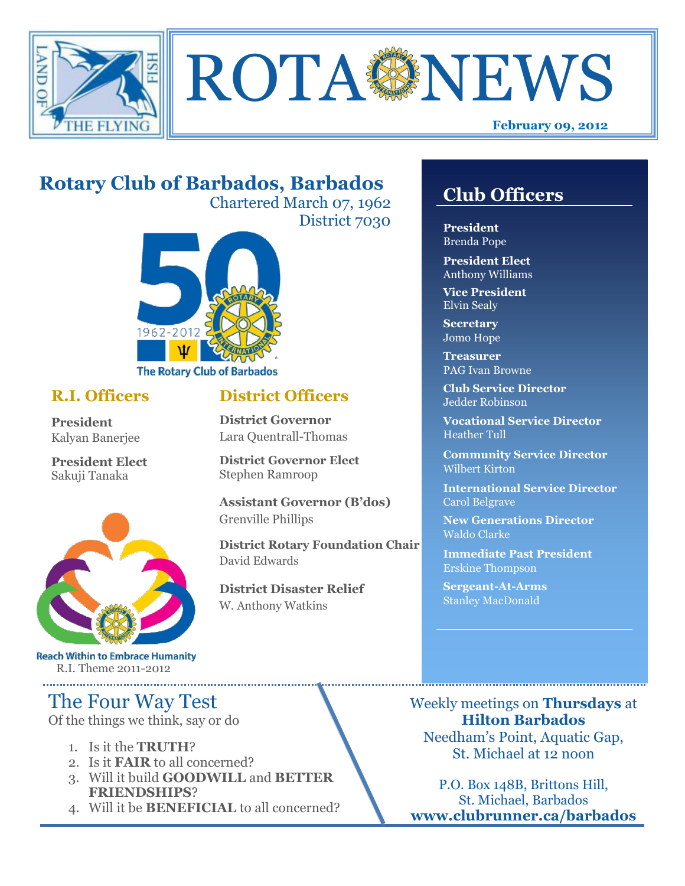# ROTA NEWS

**February 09, 2012**

## Rotary Club of Barbados, Barbados

Chartered March 07, 1962

District 7030

The Rotary Club of Barbados

### R.I. Officers

**President**
Kalyan Banerjee

**President Elect**
Sakuji Tanaka

Reach Within to Embrace Humanity

R.I. Theme 2011-2012

### District Officers

**District Governor**
Lara Quentrall-Thomas

**District Governor Elect**
Stephen Ramroop

**Assistant Governor (B'dos)**
Grenville Phillips

**District Rotary Foundation Chair**
David Edwards

**District Disaster Relief**
W. Anthony Watkins

## Club Officers

**President**
Brenda Pope

**President Elect**
Anthony Williams

**Vice President**
Elvin Sealy

**Secretary**
Jomo Hope

**Treasurer**
PAG Ivan Browne

**Club Service Director**
Jedder Robinson

**Vocational Service Director**
Heather Tull

**Community Service Director**
Wilbert Kirton

**International Service Director**
Carol Belgrave

**New Generations Director**
Waldo Clarke

**Immediate Past President**
Erskine Thompson

**Sergeant-At-Arms**
Stanley MacDonald

## The Four Way Test

Of the things we think, say or do

1. Is it the **TRUTH**?
2. Is it **FAIR** to all concerned?
3. Will it build **GOODWILL** and **BETTER FRIENDSHIPS**?
4. Will it be **BENEFICIAL** to all concerned?

Weekly meetings on **Thursdays** at **Hilton Barbados**
Needham's Point, Aquatic Gap,
St. Michael at 12 noon

P.O. Box 148B, Brittons Hill,
St. Michael, Barbados
**www.clubrunner.ca/barbados**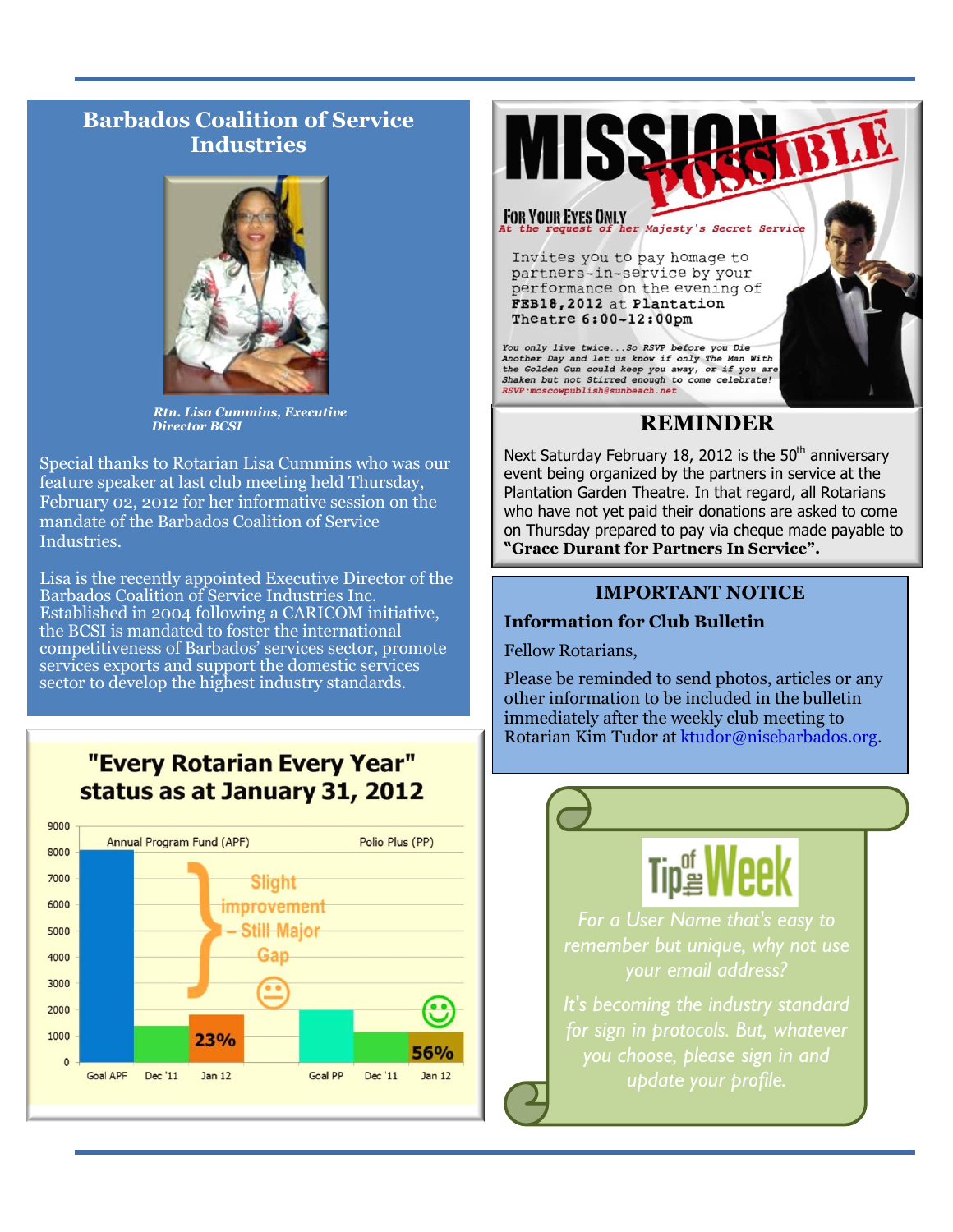## Barbados Coalition of Service Industries

*Rtn. Lisa Cummins, Executive Director BCSI*

Special thanks to Rotarian Lisa Cummins who was our feature speaker at last club meeting held Thursday, February 02, 2012 for her informative session on the mandate of the Barbados Coalition of Service Industries.

Lisa is the recently appointed Executive Director of the Barbados Coalition of Service Industries Inc. Established in 2004 following a CARICOM initiative, the BCSI is mandated to foster the international competitiveness of Barbados' services sector, promote services exports and support the domestic services sector to develop the highest industry standards.

## "Every Rotarian Every Year" status as at January 31, 2012

Annual Program Fund (APF) — Goal APF, Dec '11, Jan 12 — 23%

Slight improvement – Still Major Gap

Polio Plus (PP) — Goal PP, Dec '11, Jan 12 — 56%

## MISSION POSSIBLE

**For Your Eyes Only**

*At the request of her Majesty's Secret Service*

Invites you to pay homage to partners-in-service by your performance on the evening of **FEB18,2012** at **Plantation Theatre 6:00-12:00pm**

*You only live twice...So RSVP before you Die Another Day and let us know if only The Man With the Golden Gun could keep you away, or if you are Shaken but not Stirred enough to come celebrate!*

*RSVP:moscowpublish@sunbeach.net*

## REMINDER

Next Saturday February 18, 2012 is the 50th anniversary event being organized by the partners in service at the Plantation Garden Theatre. In that regard, all Rotarians who have not yet paid their donations are asked to come on Thursday prepared to pay via cheque made payable to **"Grace Durant for Partners In Service".**

## IMPORTANT NOTICE

**Information for Club Bulletin**

Fellow Rotarians,

Please be reminded to send photos, articles or any other information to be included in the bulletin immediately after the weekly club meeting to Rotarian Kim Tudor at ktudor@nisebarbados.org.

## Tip of the Week

*For a User Name that's easy to remember but unique, why not use your email address?*

*It's becoming the industry standard for sign in protocols. But, whatever you choose, please sign in and update your profile.*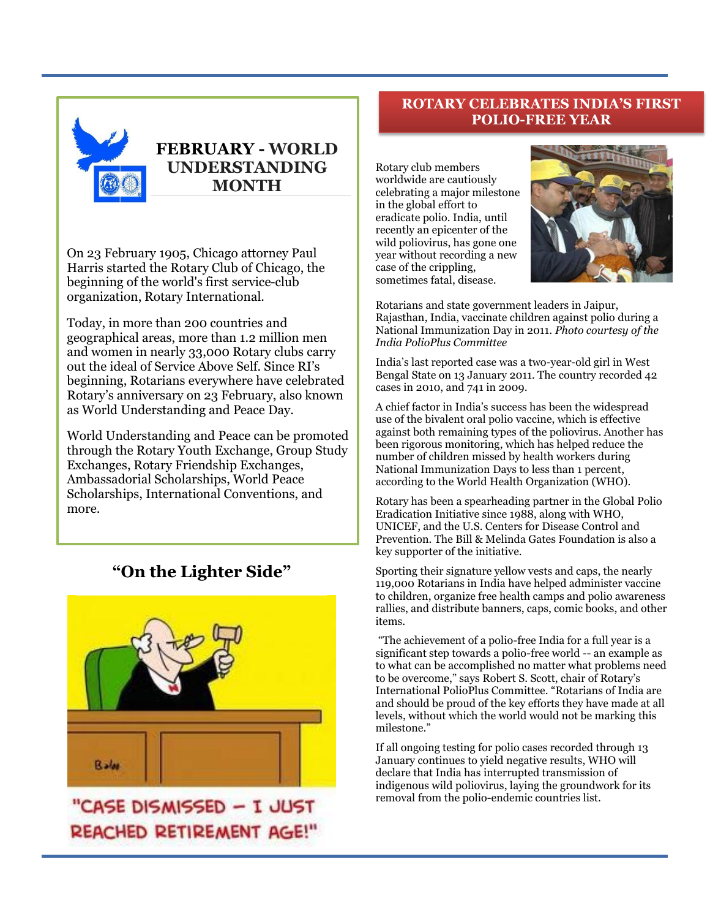## FEBRUARY - WORLD UNDERSTANDING MONTH

On 23 February 1905, Chicago attorney Paul Harris started the Rotary Club of Chicago, the beginning of the world's first service-club organization, Rotary International.

Today, in more than 200 countries and geographical areas, more than 1.2 million men and women in nearly 33,000 Rotary clubs carry out the ideal of Service Above Self. Since RI's beginning, Rotarians everywhere have celebrated Rotary's anniversary on 23 February, also known as World Understanding and Peace Day.

World Understanding and Peace can be promoted through the Rotary Youth Exchange, Group Study Exchanges, Rotary Friendship Exchanges, Ambassadorial Scholarships, World Peace Scholarships, International Conventions, and more.

## "On the Lighter Side"

"CASE DISMISSED – I JUST REACHED RETIREMENT AGE!"

## ROTARY CELEBRATES INDIA'S FIRST POLIO-FREE YEAR

Rotary club members worldwide are cautiously celebrating a major milestone in the global effort to eradicate polio. India, until recently an epicenter of the wild poliovirus, has gone one year without recording a new case of the crippling, sometimes fatal, disease.

Rotarians and state government leaders in Jaipur, Rajasthan, India, vaccinate children against polio during a National Immunization Day in 2011. *Photo courtesy of the India PolioPlus Committee*

India's last reported case was a two-year-old girl in West Bengal State on 13 January 2011. The country recorded 42 cases in 2010, and 741 in 2009.

A chief factor in India's success has been the widespread use of the bivalent oral polio vaccine, which is effective against both remaining types of the poliovirus. Another has been rigorous monitoring, which has helped reduce the number of children missed by health workers during National Immunization Days to less than 1 percent, according to the World Health Organization (WHO).

Rotary has been a spearheading partner in the Global Polio Eradication Initiative since 1988, along with WHO, UNICEF, and the U.S. Centers for Disease Control and Prevention. The Bill & Melinda Gates Foundation is also a key supporter of the initiative.

Sporting their signature yellow vests and caps, the nearly 119,000 Rotarians in India have helped administer vaccine to children, organize free health camps and polio awareness rallies, and distribute banners, caps, comic books, and other items.

"The achievement of a polio-free India for a full year is a significant step towards a polio-free world -- an example as to what can be accomplished no matter what problems need to be overcome," says Robert S. Scott, chair of Rotary's International PolioPlus Committee. "Rotarians of India are and should be proud of the key efforts they have made at all levels, without which the world would not be marking this milestone."

If all ongoing testing for polio cases recorded through 13 January continues to yield negative results, WHO will declare that India has interrupted transmission of indigenous wild poliovirus, laying the groundwork for its removal from the polio-endemic countries list.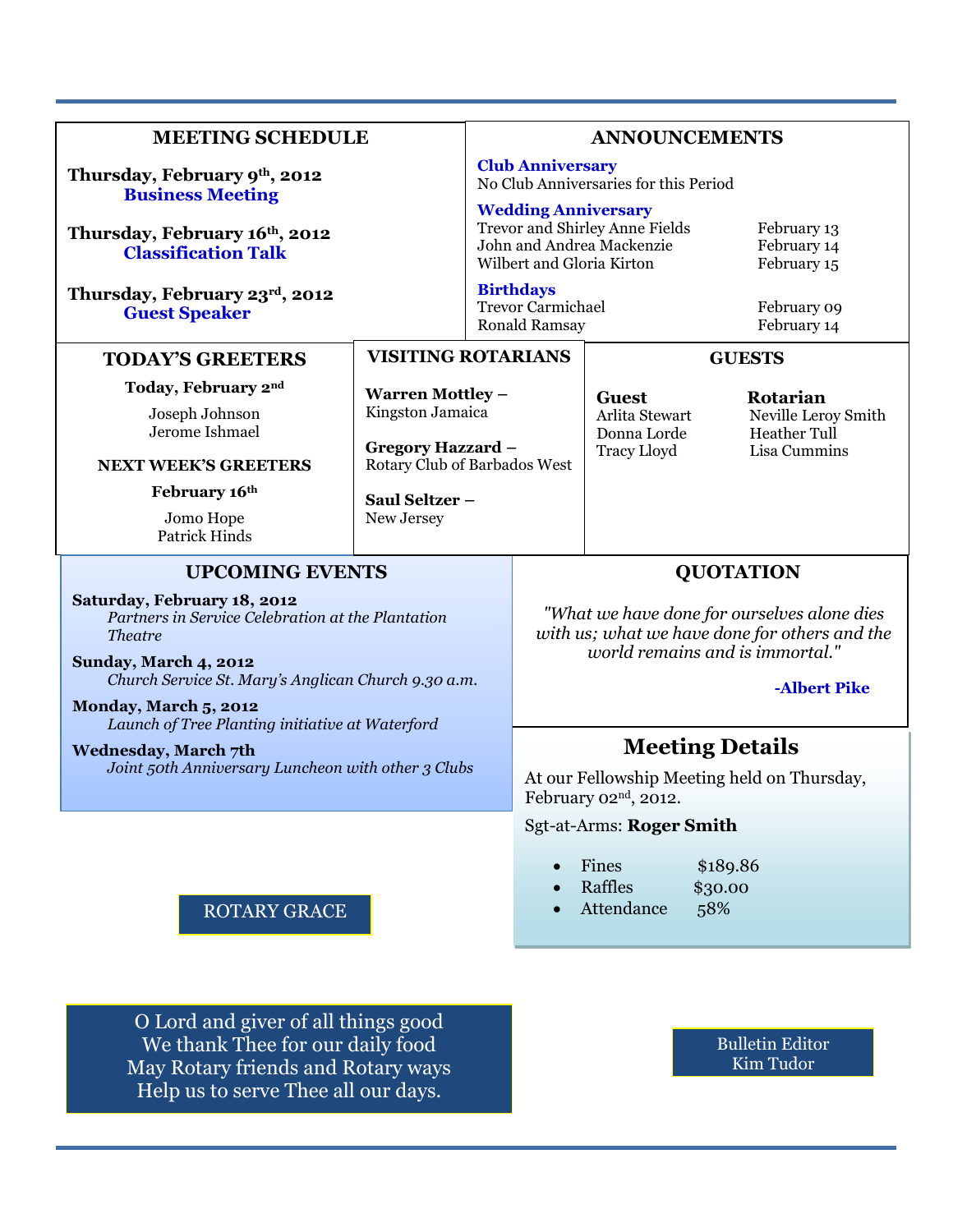## MEETING SCHEDULE

**Thursday, February 9th, 2012**
**Business Meeting**

**Thursday, February 16th, 2012**
**Classification Talk**

**Thursday, February 23rd, 2012**
**Guest Speaker**

## ANNOUNCEMENTS

**Club Anniversary**
No Club Anniversaries for this Period

**Wedding Anniversary**

| | |
|---|---|
| Trevor and Shirley Anne Fields | February 13 |
| John and Andrea Mackenzie | February 14 |
| Wilbert and Gloria Kirton | February 15 |

**Birthdays**

| | |
|---|---|
| Trevor Carmichael | February 09 |
| Ronald Ramsay | February 14 |

## TODAY'S GREETERS

**Today, February 2nd**

Joseph Johnson
Jerome Ishmael

### NEXT WEEK'S GREETERS

**February 16th**

Jomo Hope
Patrick Hinds

## VISITING ROTARIANS

**Warren Mottley –** Kingston Jamaica

**Gregory Hazzard –** Rotary Club of Barbados West

**Saul Seltzer –** New Jersey

## GUESTS

| Guest | Rotarian |
|---|---|
| Arlita Stewart | Neville Leroy Smith |
| Donna Lorde | Heather Tull |
| Tracy Lloyd | Lisa Cummins |

## UPCOMING EVENTS

**Saturday, February 18, 2012**
*Partners in Service Celebration at the Plantation Theatre*

**Sunday, March 4, 2012**
*Church Service St. Mary's Anglican Church 9.30 a.m.*

**Monday, March 5, 2012**
*Launch of Tree Planting initiative at Waterford*

**Wednesday, March 7th**
*Joint 50th Anniversary Luncheon with other 3 Clubs*

## QUOTATION

*"What we have done for ourselves alone dies with us; what we have done for others and the world remains and is immortal."*

**-Albert Pike**

## Meeting Details

At our Fellowship Meeting held on Thursday, February 02nd, 2012.

Sgt-at-Arms: **Roger Smith**

- Fines $189.86
- Raffles $30.00
- Attendance 58%

ROTARY GRACE

O Lord and giver of all things good
We thank Thee for our daily food
May Rotary friends and Rotary ways
Help us to serve Thee all our days.

Bulletin Editor
Kim Tudor